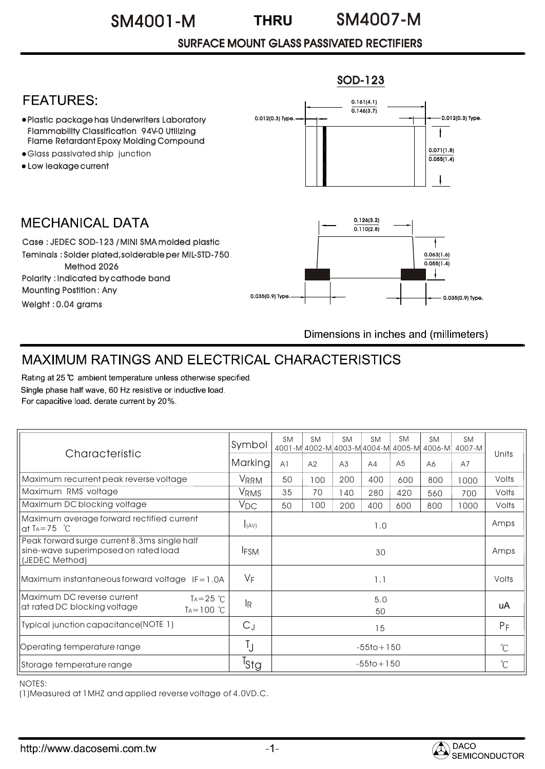# SM4001-M THRU SM4007-M

## SURFACE MOUNT GLASS PASSIVATED RECTIFIERS

SOD-123

0.161(4.1)
0.146(3.7)

0.012(0.3) Type.

0.012(0.3) Type.

0.071(1.8)
0.055(1.4)

0.126(3.2)
0.110(2.8)

0.063(1.6)
0.055(1.4)

0.035(0.9) Type.

0.035(0.9) Type.

Dimensions in inches and (millimeters)

## FEATURES:

- Plastic package has Underwriters Laboratory Flammability Classification 94V-0 Utilizing Flame Retardant Epoxy Molding Compound
- Glass passivated ship junction
- Low leakage current

## MECHANICAL DATA

Case : JEDEC SOD-123 / MINI SMA molded plastic
Teminals : Solder plated,solderable per MIL-STD-750 Method 2026
Polarity : Indicated by cathode band
Mounting Postition : Any
Weight : 0.04 grams

## MAXIMUM RATINGS AND ELECTRICAL CHARACTERISTICS

Rating at 25 ℃ ambient temperature unless otherwise specified.
Single phase half wave, 60 Hz resistive or inductive load.
For capacitive load. derate current by 20%.

| Characteristic | Symbol | SM 4001-M | SM 4002-M | SM 4003-M | SM 4004-M | SM 4005-M | SM 4006-M | SM 4007-M | Units |
|---|---|---|---|---|---|---|---|---|---|
| | Marking | A1 | A2 | A3 | A4 | A5 | A6 | A7 | |
| Maximum recurrent peak reverse voltage | $V_{RRM}$ | 50 | 100 | 200 | 400 | 600 | 800 | 1000 | Volts |
| Maximum RMS voltage | $V_{RMS}$ | 35 | 70 | 140 | 280 | 420 | 560 | 700 | Volts |
| Maximum DC blocking voltage | $V_{DC}$ | 50 | 100 | 200 | 400 | 600 | 800 | 1000 | Volts |
| Maximum average forward rectified current at $T_A$=75 ℃ | $I_{(AV)}$ | 1.0 | | | | | | | Amps |
| Peak forward surge current 8.3ms single half sine-wave superimposed on rated load (JEDEC Method) | $I_{FSM}$ | 30 | | | | | | | Amps |
| Maximum instantaneous forward voltage IF=1.0A | $V_F$ | 1.1 | | | | | | | Volts |
| Maximum DC reverse current at rated DC blocking voltage $T_A$=25 ℃ | $I_R$ | 5.0 | | | | | | | uA |
| Maximum DC reverse current at rated DC blocking voltage $T_A$=100 ℃ | $I_R$ | 50 | | | | | | | uA |
| Typical junction capacitance(NOTE 1) | $C_J$ | 15 | | | | | | | $P_F$ |
| Operating temperature range | $T_J$ | -55to+150 | | | | | | | ℃ |
| Storage temperature range | $T_{Stg}$ | -55to+150 | | | | | | | ℃ |

NOTES:
(1)Measured at 1MHZ and applied reverse voltage of 4.0VD.C.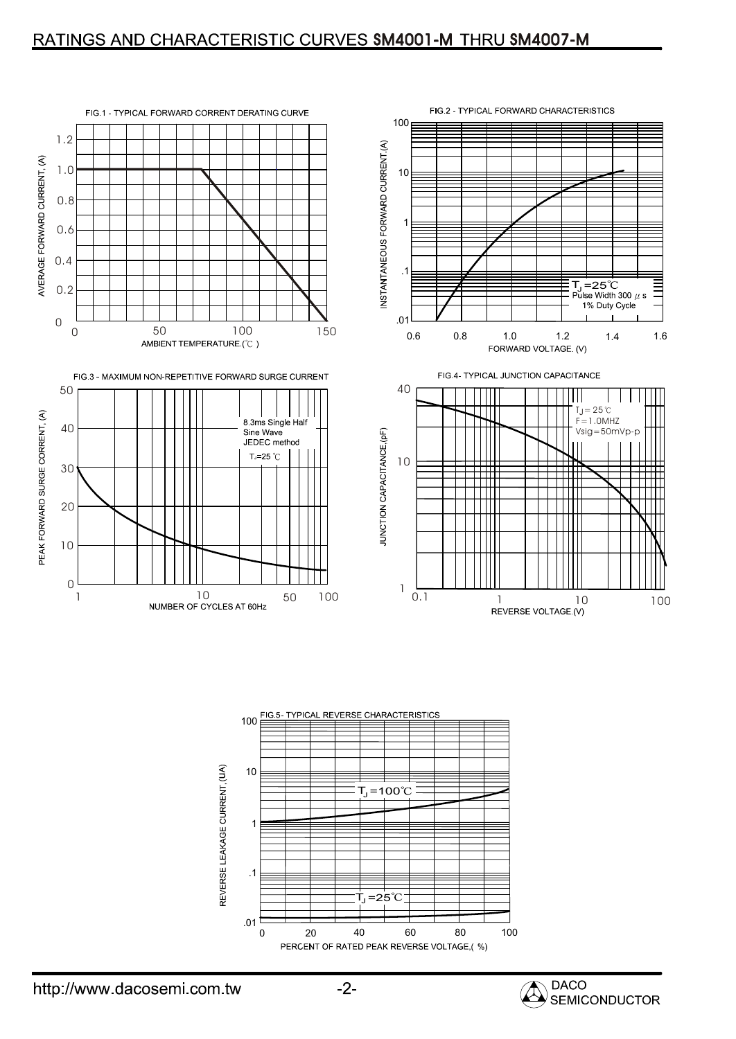# RATINGS AND CHARACTERISTIC CURVES SM4001-M THRU SM4007-M

FIG.1 - TYPICAL FORWARD CORRENT DERATING CURVE

AVERAGE FORWARD CURRENT, (A)

1.2
1.0
0.8
0.6
0.4
0.2
0

0 50 100 150

AMBIENT TEMPERATURE.(℃ )

FIG.2 - TYPICAL FORWARD CHARACTERISTICS

INSTANTANEOUS FORWARD CURRENT,(A)

100
10
1
.1
.01

0.6 0.8 1.0 1.2 1.4 1.6

FORWARD VOLTAGE. (V)

$T_J$=25℃
Pulse Width 300 $\mu$ s
1% Duty Cycle

FIG.3 - MAXIMUM NON-REPETITIVE FORWARD SURGE CURRENT

PEAK FORWARD SURGE CORRENT, (A)

50
40
30
20
10
0

1 10 50 100

NUMBER OF CYCLES AT 60Hz

8.3ms Single Half
Sine Wave
JEDEC method

$T_J$=25 ℃

FIG.4- TYPICAL JUNCTION CAPACITANCE

JUNCTION CAPACITANCE,(pF)

40
10
1

0.1 1 10 100

REVERSE VOLTAGE.(V)

$T_J$= 25℃
F=1.0MHZ
Vsig=50mVp-p

FIG.5- TYPICAL REVERSE CHARACTERISTICS

REVERSE LEAKAGE CURRENT,(UA)

100
10
1
.1
.01

0 20 40 60 80 100

PERCENT OF RATED PEAK REVERSE VOLTAGE,( %)

$T_J$=100℃

$T_J$=25℃